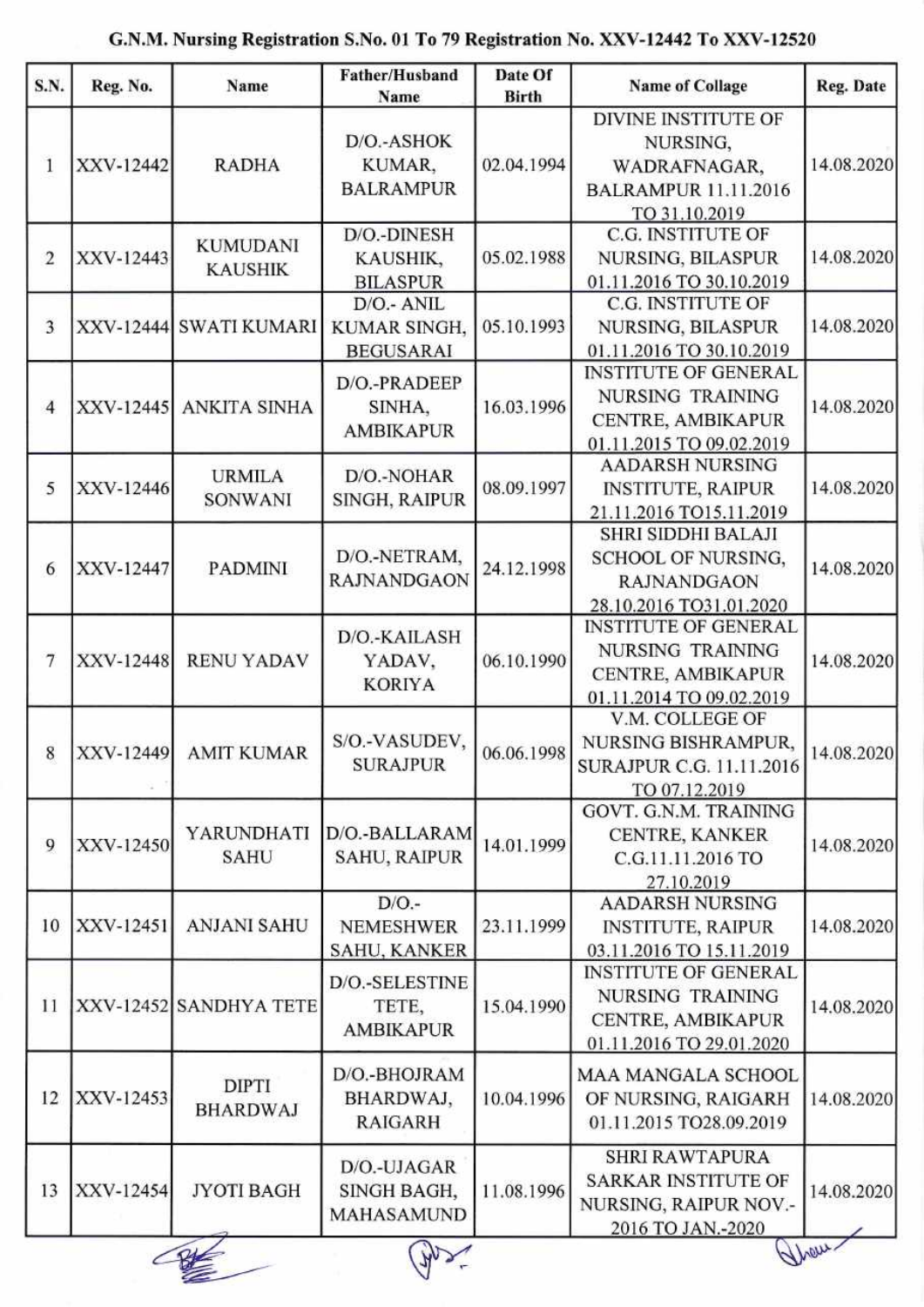**G.N.M. Nursing Registration S.No. 01 To 79 Registration No. XXV-12442 To XXV-12520**

| S.N. | Reg. No. | Name | Father/Husband Name | Date Of Birth | Name of Collage | Reg. Date |
|---|---|---|---|---|---|---|
| 1 | XXV-12442 | RADHA | D/O.-ASHOK KUMAR, BALRAMPUR | 02.04.1994 | DIVINE INSTITUTE OF NURSING, WADRAFNAGAR, BALRAMPUR 11.11.2016 TO 31.10.2019 | 14.08.2020 |
| 2 | XXV-12443 | KUMUDANI KAUSHIK | D/O.-DINESH KAUSHIK, BILASPUR | 05.02.1988 | C.G. INSTITUTE OF NURSING, BILASPUR 01.11.2016 TO 30.10.2019 | 14.08.2020 |
| 3 | XXV-12444 | SWATI KUMARI | D/O.- ANIL KUMAR SINGH, BEGUSARAI | 05.10.1993 | C.G. INSTITUTE OF NURSING, BILASPUR 01.11.2016 TO 30.10.2019 | 14.08.2020 |
| 4 | XXV-12445 | ANKITA SINHA | D/O.-PRADEEP SINHA, AMBIKAPUR | 16.03.1996 | INSTITUTE OF GENERAL NURSING TRAINING CENTRE, AMBIKAPUR 01.11.2015 TO 09.02.2019 | 14.08.2020 |
| 5 | XXV-12446 | URMILA SONWANI | D/O.-NOHAR SINGH, RAIPUR | 08.09.1997 | AADARSH NURSING INSTITUTE, RAIPUR 21.11.2016 TO15.11.2019 | 14.08.2020 |
| 6 | XXV-12447 | PADMINI | D/O.-NETRAM, RAJNANDGAON | 24.12.1998 | SHRI SIDDHI BALAJI SCHOOL OF NURSING, RAJNANDGAON 28.10.2016 TO31.01.2020 | 14.08.2020 |
| 7 | XXV-12448 | RENU YADAV | D/O.-KAILASH YADAV, KORIYA | 06.10.1990 | INSTITUTE OF GENERAL NURSING TRAINING CENTRE, AMBIKAPUR 01.11.2014 TO 09.02.2019 | 14.08.2020 |
| 8 | XXV-12449 | AMIT KUMAR | S/O.-VASUDEV, SURAJPUR | 06.06.1998 | V.M. COLLEGE OF NURSING BISHRAMPUR, SURAJPUR C.G. 11.11.2016 TO 07.12.2019 | 14.08.2020 |
| 9 | XXV-12450 | YARUNDHATI SAHU | D/O.-BALLARAM SAHU, RAIPUR | 14.01.1999 | GOVT. G.N.M. TRAINING CENTRE, KANKER C.G.11.11.2016 TO 27.10.2019 | 14.08.2020 |
| 10 | XXV-12451 | ANJANI SAHU | D/O.- NEMESHWER SAHU, KANKER | 23.11.1999 | AADARSH NURSING INSTITUTE, RAIPUR 03.11.2016 TO 15.11.2019 | 14.08.2020 |
| 11 | XXV-12452 | SANDHYA TETE | D/O.-SELESTINE TETE, AMBIKAPUR | 15.04.1990 | INSTITUTE OF GENERAL NURSING TRAINING CENTRE, AMBIKAPUR 01.11.2016 TO 29.01.2020 | 14.08.2020 |
| 12 | XXV-12453 | DIPTI BHARDWAJ | D/O.-BHOJRAM BHARDWAJ, RAIGARH | 10.04.1996 | MAA MANGALA SCHOOL OF NURSING, RAIGARH 01.11.2015 TO28.09.2019 | 14.08.2020 |
| 13 | XXV-12454 | JYOTI BAGH | D/O.-UJAGAR SINGH BAGH, MAHASAMUND | 11.08.1996 | SHRI RAWTAPURA SARKAR INSTITUTE OF NURSING, RAIPUR NOV.-2016 TO JAN.-2020 | 14.08.2020 |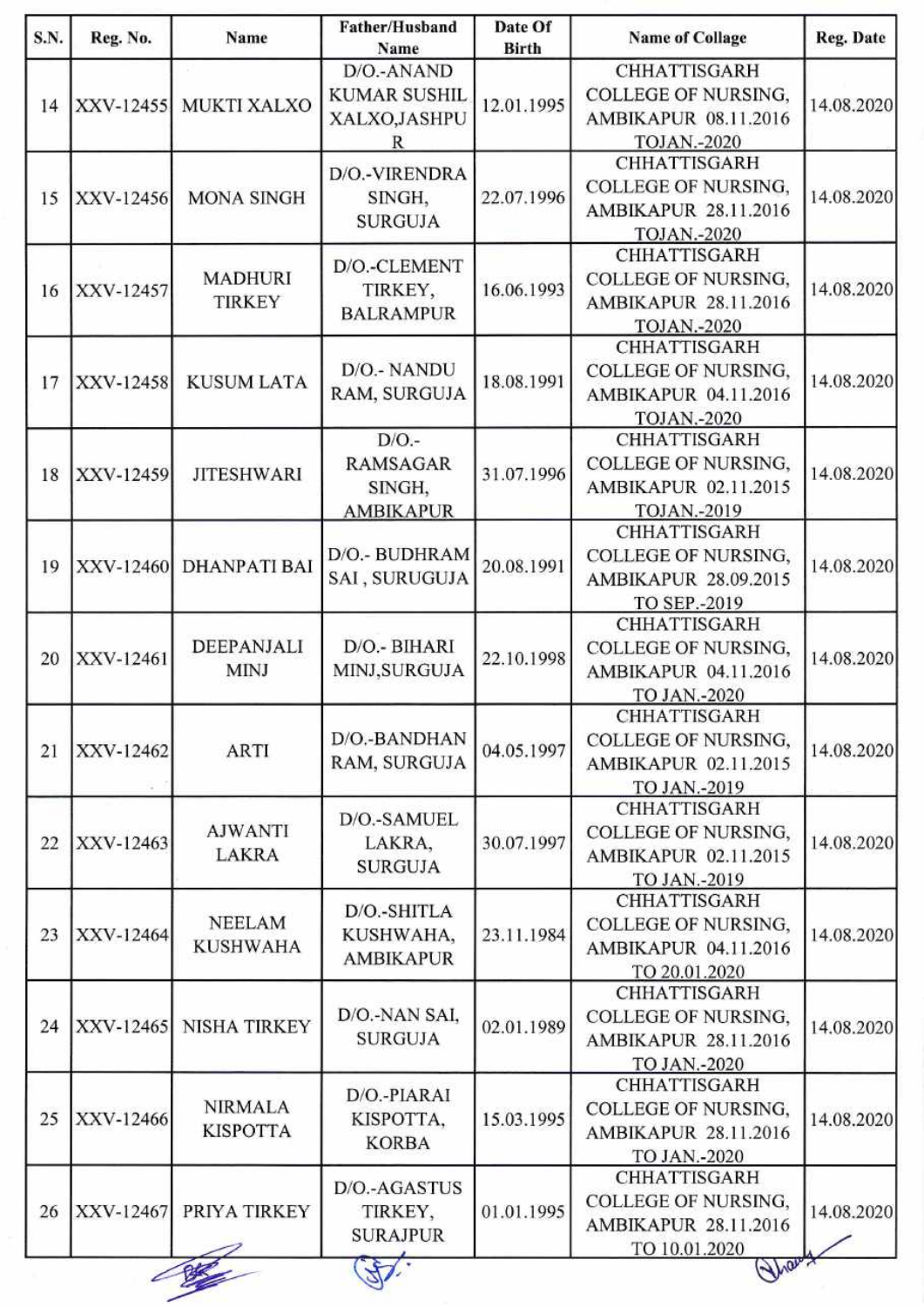| S.N. | Reg. No. | Name | Father/Husband Name | Date Of Birth | Name of Collage | Reg. Date |
|---|---|---|---|---|---|---|
| 14 | XXV-12455 | MUKTI XALXO | D/O.-ANAND KUMAR SUSHIL XALXO,JASHPUR | 12.01.1995 | CHHATTISGARH COLLEGE OF NURSING, AMBIKAPUR 08.11.2016 TOJAN.-2020 | 14.08.2020 |
| 15 | XXV-12456 | MONA SINGH | D/O.-VIRENDRA SINGH, SURGUJA | 22.07.1996 | CHHATTISGARH COLLEGE OF NURSING, AMBIKAPUR 28.11.2016 TOJAN.-2020 | 14.08.2020 |
| 16 | XXV-12457 | MADHURI TIRKEY | D/O.-CLEMENT TIRKEY, BALRAMPUR | 16.06.1993 | CHHATTISGARH COLLEGE OF NURSING, AMBIKAPUR 28.11.2016 TOJAN.-2020 | 14.08.2020 |
| 17 | XXV-12458 | KUSUM LATA | D/O.- NANDU RAM, SURGUJA | 18.08.1991 | CHHATTISGARH COLLEGE OF NURSING, AMBIKAPUR 04.11.2016 TOJAN.-2020 | 14.08.2020 |
| 18 | XXV-12459 | JITESHWARI | D/O.- RAMSAGAR SINGH, AMBIKAPUR | 31.07.1996 | CHHATTISGARH COLLEGE OF NURSING, AMBIKAPUR 02.11.2015 TOJAN.-2019 | 14.08.2020 |
| 19 | XXV-12460 | DHANPATI BAI | D/O.- BUDHRAM SAI , SURUGUJA | 20.08.1991 | CHHATTISGARH COLLEGE OF NURSING, AMBIKAPUR 28.09.2015 TO SEP.-2019 | 14.08.2020 |
| 20 | XXV-12461 | DEEPANJALI MINJ | D/O.- BIHARI MINJ,SURGUJA | 22.10.1998 | CHHATTISGARH COLLEGE OF NURSING, AMBIKAPUR 04.11.2016 TO JAN.-2020 | 14.08.2020 |
| 21 | XXV-12462 | ARTI | D/O.-BANDHAN RAM, SURGUJA | 04.05.1997 | CHHATTISGARH COLLEGE OF NURSING, AMBIKAPUR 02.11.2015 TO JAN.-2019 | 14.08.2020 |
| 22 | XXV-12463 | AJWANTI LAKRA | D/O.-SAMUEL LAKRA, SURGUJA | 30.07.1997 | CHHATTISGARH COLLEGE OF NURSING, AMBIKAPUR 02.11.2015 TO JAN.-2019 | 14.08.2020 |
| 23 | XXV-12464 | NEELAM KUSHWAHA | D/O.-SHITLA KUSHWAHA, AMBIKAPUR | 23.11.1984 | CHHATTISGARH COLLEGE OF NURSING, AMBIKAPUR 04.11.2016 TO 20.01.2020 | 14.08.2020 |
| 24 | XXV-12465 | NISHA TIRKEY | D/O.-NAN SAI, SURGUJA | 02.01.1989 | CHHATTISGARH COLLEGE OF NURSING, AMBIKAPUR 28.11.2016 TO JAN.-2020 | 14.08.2020 |
| 25 | XXV-12466 | NIRMALA KISPOTTA | D/O.-PIARAI KISPOTTA, KORBA | 15.03.1995 | CHHATTISGARH COLLEGE OF NURSING, AMBIKAPUR 28.11.2016 TO JAN.-2020 | 14.08.2020 |
| 26 | XXV-12467 | PRIYA TIRKEY | D/O.-AGASTUS TIRKEY, SURAJPUR | 01.01.1995 | CHHATTISGARH COLLEGE OF NURSING, AMBIKAPUR 28.11.2016 TO 10.01.2020 | 14.08.2020 |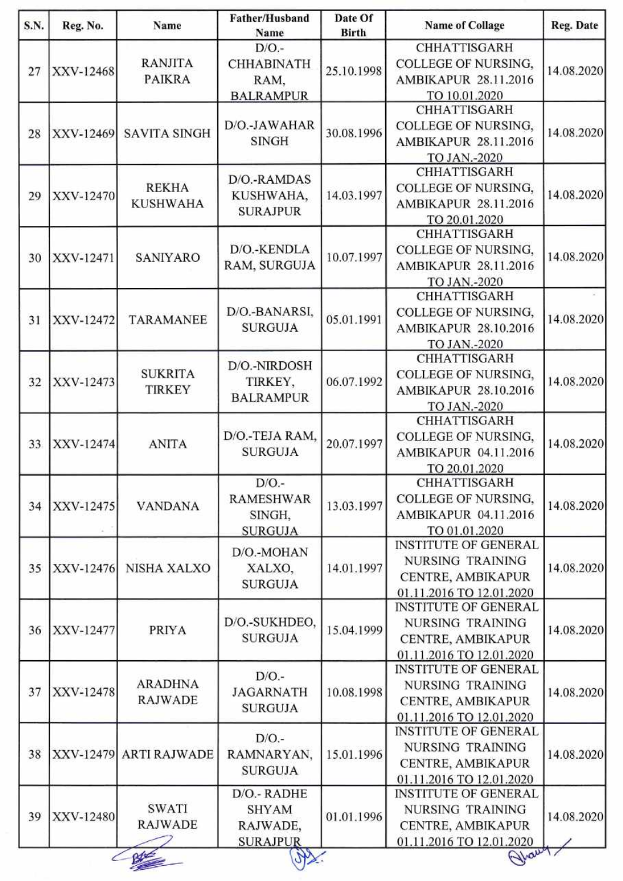| S.N. | Reg. No. | Name | Father/Husband Name | Date Of Birth | Name of Collage | Reg. Date |
|---|---|---|---|---|---|---|
| 27 | XXV-12468 | RANJITA PAIKRA | D/O.-CHHABINATH RAM, BALRAMPUR | 25.10.1998 | CHHATTISGARH COLLEGE OF NURSING, AMBIKAPUR 28.11.2016 TO 10.01.2020 | 14.08.2020 |
| 28 | XXV-12469 | SAVITA SINGH | D/O.-JAWAHAR SINGH | 30.08.1996 | CHHATTISGARH COLLEGE OF NURSING, AMBIKAPUR 28.11.2016 TO JAN.-2020 | 14.08.2020 |
| 29 | XXV-12470 | REKHA KUSHWAHA | D/O.-RAMDAS KUSHWAHA, SURAJPUR | 14.03.1997 | CHHATTISGARH COLLEGE OF NURSING, AMBIKAPUR 28.11.2016 TO 20.01.2020 | 14.08.2020 |
| 30 | XXV-12471 | SANIYARO | D/O.-KENDLA RAM, SURGUJA | 10.07.1997 | CHHATTISGARH COLLEGE OF NURSING, AMBIKAPUR 28.11.2016 TO JAN.-2020 | 14.08.2020 |
| 31 | XXV-12472 | TARAMANEE | D/O.-BANARSI, SURGUJA | 05.01.1991 | CHHATTISGARH COLLEGE OF NURSING, AMBIKAPUR 28.10.2016 TO JAN.-2020 | 14.08.2020 |
| 32 | XXV-12473 | SUKRITA TIRKEY | D/O.-NIRDOSH TIRKEY, BALRAMPUR | 06.07.1992 | CHHATTISGARH COLLEGE OF NURSING, AMBIKAPUR 28.10.2016 TO JAN.-2020 | 14.08.2020 |
| 33 | XXV-12474 | ANITA | D/O.-TEJA RAM, SURGUJA | 20.07.1997 | CHHATTISGARH COLLEGE OF NURSING, AMBIKAPUR 04.11.2016 TO 20.01.2020 | 14.08.2020 |
| 34 | XXV-12475 | VANDANA | D/O.-RAMESHWAR SINGH, SURGUJA | 13.03.1997 | CHHATTISGARH COLLEGE OF NURSING, AMBIKAPUR 04.11.2016 TO 01.01.2020 | 14.08.2020 |
| 35 | XXV-12476 | NISHA XALXO | D/O.-MOHAN XALXO, SURGUJA | 14.01.1997 | INSTITUTE OF GENERAL NURSING TRAINING CENTRE, AMBIKAPUR 01.11.2016 TO 12.01.2020 | 14.08.2020 |
| 36 | XXV-12477 | PRIYA | D/O.-SUKHDEO, SURGUJA | 15.04.1999 | INSTITUTE OF GENERAL NURSING TRAINING CENTRE, AMBIKAPUR 01.11.2016 TO 12.01.2020 | 14.08.2020 |
| 37 | XXV-12478 | ARADHNA RAJWADE | D/O.-JAGARNATH SURGUJA | 10.08.1998 | INSTITUTE OF GENERAL NURSING TRAINING CENTRE, AMBIKAPUR 01.11.2016 TO 12.01.2020 | 14.08.2020 |
| 38 | XXV-12479 | ARTI RAJWADE | D/O.-RAMNARYAN, SURGUJA | 15.01.1996 | INSTITUTE OF GENERAL NURSING TRAINING CENTRE, AMBIKAPUR 01.11.2016 TO 12.01.2020 | 14.08.2020 |
| 39 | XXV-12480 | SWATI RAJWADE | D/O.- RADHE SHYAM RAJWADE, SURAJPUR | 01.01.1996 | INSTITUTE OF GENERAL NURSING TRAINING CENTRE, AMBIKAPUR 01.11.2016 TO 12.01.2020 | 14.08.2020 |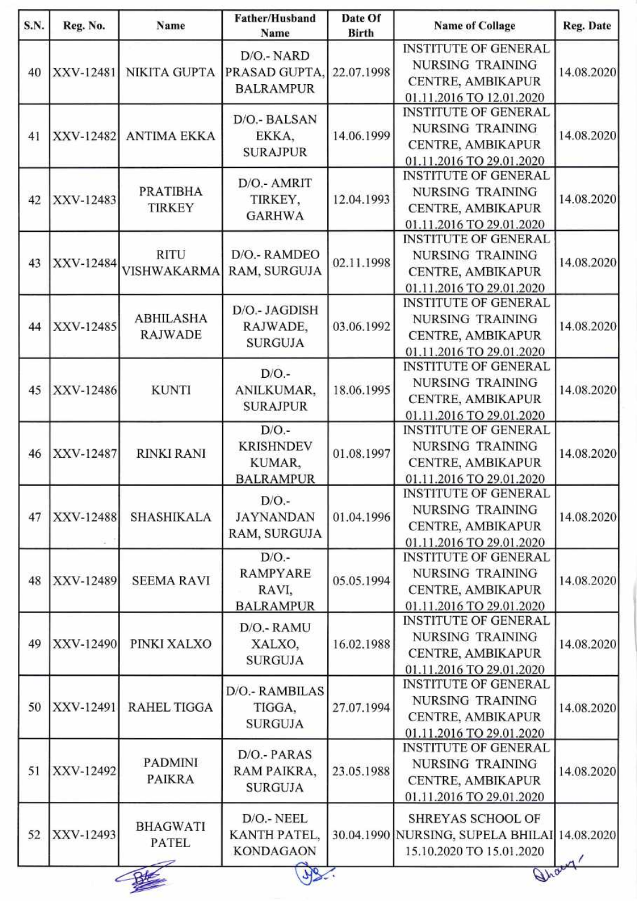| S.N. | Reg. No. | Name | Father/Husband Name | Date Of Birth | Name of Collage | Reg. Date |
|---|---|---|---|---|---|---|
| 40 | XXV-12481 | NIKITA GUPTA | D/O.- NARD PRASAD GUPTA, BALRAMPUR | 22.07.1998 | INSTITUTE OF GENERAL NURSING TRAINING CENTRE, AMBIKAPUR 01.11.2016 TO 12.01.2020 | 14.08.2020 |
| 41 | XXV-12482 | ANTIMA EKKA | D/O.- BALSAN EKKA, SURAJPUR | 14.06.1999 | INSTITUTE OF GENERAL NURSING TRAINING CENTRE, AMBIKAPUR 01.11.2016 TO 29.01.2020 | 14.08.2020 |
| 42 | XXV-12483 | PRATIBHA TIRKEY | D/O.- AMRIT TIRKEY, GARHWA | 12.04.1993 | INSTITUTE OF GENERAL NURSING TRAINING CENTRE, AMBIKAPUR 01.11.2016 TO 29.01.2020 | 14.08.2020 |
| 43 | XXV-12484 | RITU VISHWAKARMA | D/O.- RAMDEO RAM, SURGUJA | 02.11.1998 | INSTITUTE OF GENERAL NURSING TRAINING CENTRE, AMBIKAPUR 01.11.2016 TO 29.01.2020 | 14.08.2020 |
| 44 | XXV-12485 | ABHILASHA RAJWADE | D/O.- JAGDISH RAJWADE, SURGUJA | 03.06.1992 | INSTITUTE OF GENERAL NURSING TRAINING CENTRE, AMBIKAPUR 01.11.2016 TO 29.01.2020 | 14.08.2020 |
| 45 | XXV-12486 | KUNTI | D/O.- ANILKUMAR, SURAJPUR | 18.06.1995 | INSTITUTE OF GENERAL NURSING TRAINING CENTRE, AMBIKAPUR 01.11.2016 TO 29.01.2020 | 14.08.2020 |
| 46 | XXV-12487 | RINKI RANI | D/O.- KRISHNDEV KUMAR, BALRAMPUR | 01.08.1997 | INSTITUTE OF GENERAL NURSING TRAINING CENTRE, AMBIKAPUR 01.11.2016 TO 29.01.2020 | 14.08.2020 |
| 47 | XXV-12488 | SHASHIKALA | D/O.- JAYNANDAN RAM, SURGUJA | 01.04.1996 | INSTITUTE OF GENERAL NURSING TRAINING CENTRE, AMBIKAPUR 01.11.2016 TO 29.01.2020 | 14.08.2020 |
| 48 | XXV-12489 | SEEMA RAVI | D/O.- RAMPYARE RAVI, BALRAMPUR | 05.05.1994 | INSTITUTE OF GENERAL NURSING TRAINING CENTRE, AMBIKAPUR 01.11.2016 TO 29.01.2020 | 14.08.2020 |
| 49 | XXV-12490 | PINKI XALXO | D/O.- RAMU XALXO, SURGUJA | 16.02.1988 | INSTITUTE OF GENERAL NURSING TRAINING CENTRE, AMBIKAPUR 01.11.2016 TO 29.01.2020 | 14.08.2020 |
| 50 | XXV-12491 | RAHEL TIGGA | D/O.- RAMBILAS TIGGA, SURGUJA | 27.07.1994 | INSTITUTE OF GENERAL NURSING TRAINING CENTRE, AMBIKAPUR 01.11.2016 TO 29.01.2020 | 14.08.2020 |
| 51 | XXV-12492 | PADMINI PAIKRA | D/O.- PARAS RAM PAIKRA, SURGUJA | 23.05.1988 | INSTITUTE OF GENERAL NURSING TRAINING CENTRE, AMBIKAPUR 01.11.2016 TO 29.01.2020 | 14.08.2020 |
| 52 | XXV-12493 | BHAGWATI PATEL | D/O.- NEEL KANTH PATEL, KONDAGAON | 30.04.1990 | SHREYAS SCHOOL OF NURSING, SUPELA BHILAI 15.10.2020 TO 15.01.2020 | 14.08.2020 |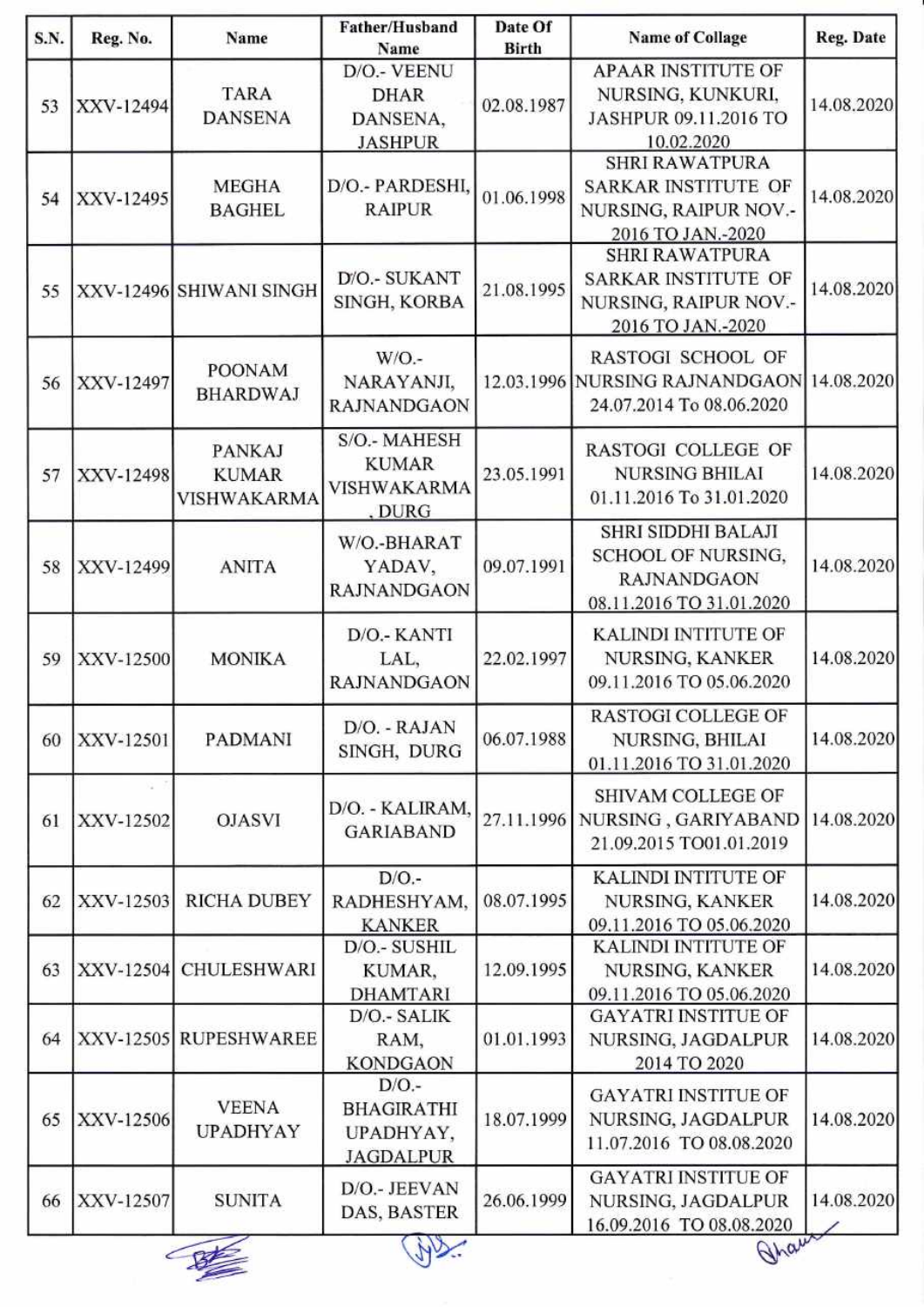| S.N. | Reg. No. | Name | Father/Husband Name | Date Of Birth | Name of Collage | Reg. Date |
|---|---|---|---|---|---|---|
| 53 | XXV-12494 | TARA DANSENA | D/O.- VEENU DHAR DANSENA, JASHPUR | 02.08.1987 | APAAR INSTITUTE OF NURSING, KUNKURI, JASHPUR 09.11.2016 TO 10.02.2020 | 14.08.2020 |
| 54 | XXV-12495 | MEGHA BAGHEL | D/O.- PARDESHI, RAIPUR | 01.06.1998 | SHRI RAWATPURA SARKAR INSTITUTE OF NURSING, RAIPUR NOV.-2016 TO JAN.-2020 | 14.08.2020 |
| 55 | XXV-12496 | SHIWANI SINGH | D/O.- SUKANT SINGH, KORBA | 21.08.1995 | SHRI RAWATPURA SARKAR INSTITUTE OF NURSING, RAIPUR NOV.-2016 TO JAN.-2020 | 14.08.2020 |
| 56 | XXV-12497 | POONAM BHARDWAJ | W/O.- NARAYANJI, RAJNANDGAON | 12.03.1996 | RASTOGI SCHOOL OF NURSING RAJNANDGAON 24.07.2014 To 08.06.2020 | 14.08.2020 |
| 57 | XXV-12498 | PANKAJ KUMAR VISHWAKARMA | S/O.- MAHESH KUMAR VISHWAKARMA, DURG | 23.05.1991 | RASTOGI COLLEGE OF NURSING BHILAI 01.11.2016 To 31.01.2020 | 14.08.2020 |
| 58 | XXV-12499 | ANITA | W/O.-BHARAT YADAV, RAJNANDGAON | 09.07.1991 | SHRI SIDDHI BALAJI SCHOOL OF NURSING, RAJNANDGAON 08.11.2016 TO 31.01.2020 | 14.08.2020 |
| 59 | XXV-12500 | MONIKA | D/O.- KANTI LAL, RAJNANDGAON | 22.02.1997 | KALINDI INTITUTE OF NURSING, KANKER 09.11.2016 TO 05.06.2020 | 14.08.2020 |
| 60 | XXV-12501 | PADMANI | D/O. - RAJAN SINGH, DURG | 06.07.1988 | RASTOGI COLLEGE OF NURSING, BHILAI 01.11.2016 TO 31.01.2020 | 14.08.2020 |
| 61 | XXV-12502 | OJASVI | D/O. - KALIRAM, GARIABAND | 27.11.1996 | SHIVAM COLLEGE OF NURSING , GARIYABAND 21.09.2015 TO01.01.2019 | 14.08.2020 |
| 62 | XXV-12503 | RICHA DUBEY | D/O.- RADHESHYAM, KANKER | 08.07.1995 | KALINDI INTITUTE OF NURSING, KANKER 09.11.2016 TO 05.06.2020 | 14.08.2020 |
| 63 | XXV-12504 | CHULESHWARI | D/O.- SUSHIL KUMAR, DHAMTARI | 12.09.1995 | KALINDI INTITUTE OF NURSING, KANKER 09.11.2016 TO 05.06.2020 | 14.08.2020 |
| 64 | XXV-12505 | RUPESHWAREE | D/O.- SALIK RAM, KONDGAON | 01.01.1993 | GAYATRI INSTITUE OF NURSING, JAGDALPUR 2014 TO 2020 | 14.08.2020 |
| 65 | XXV-12506 | VEENA UPADHYAY | D/O.- BHAGIRATHI UPADHYAY, JAGDALPUR | 18.07.1999 | GAYATRI INSTITUE OF NURSING, JAGDALPUR 11.07.2016 TO 08.08.2020 | 14.08.2020 |
| 66 | XXV-12507 | SUNITA | D/O.- JEEVAN DAS, BASTER | 26.06.1999 | GAYATRI INSTITUE OF NURSING, JAGDALPUR 16.09.2016 TO 08.08.2020 | 14.08.2020 |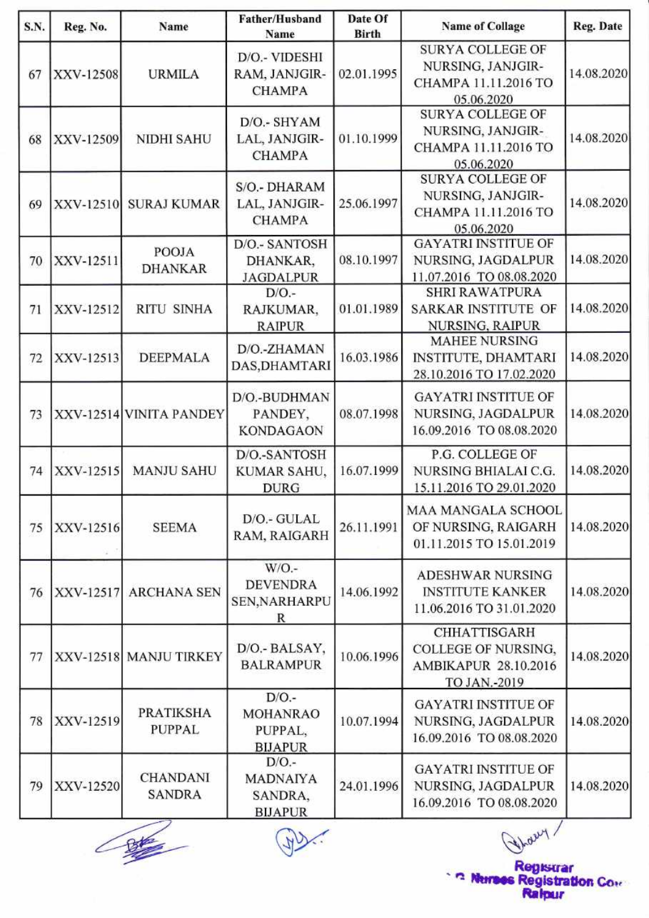| S.N. | Reg. No. | Name | Father/Husband Name | Date Of Birth | Name of Collage | Reg. Date |
|---|---|---|---|---|---|---|
| 67 | XXV-12508 | URMILA | D/O.- VIDESHI RAM, JANJGIR-CHAMPA | 02.01.1995 | SURYA COLLEGE OF NURSING, JANJGIR-CHAMPA 11.11.2016 TO 05.06.2020 | 14.08.2020 |
| 68 | XXV-12509 | NIDHI SAHU | D/O.- SHYAM LAL, JANJGIR-CHAMPA | 01.10.1999 | SURYA COLLEGE OF NURSING, JANJGIR-CHAMPA 11.11.2016 TO 05.06.2020 | 14.08.2020 |
| 69 | XXV-12510 | SURAJ KUMAR | S/O.- DHARAM LAL, JANJGIR-CHAMPA | 25.06.1997 | SURYA COLLEGE OF NURSING, JANJGIR-CHAMPA 11.11.2016 TO 05.06.2020 | 14.08.2020 |
| 70 | XXV-12511 | POOJA DHANKAR | D/O.- SANTOSH DHANKAR, JAGDALPUR | 08.10.1997 | GAYATRI INSTITUE OF NURSING, JAGDALPUR 11.07.2016 TO 08.08.2020 | 14.08.2020 |
| 71 | XXV-12512 | RITU SINHA | D/O.- RAJKUMAR, RAIPUR | 01.01.1989 | SHRI RAWATPURA SARKAR INSTITUTE OF NURSING, RAIPUR | 14.08.2020 |
| 72 | XXV-12513 | DEEPMALA | D/O.-ZHAMAN DAS,DHAMTARI | 16.03.1986 | MAHEE NURSING INSTITUTE, DHAMTARI 28.10.2016 TO 17.02.2020 | 14.08.2020 |
| 73 | XXV-12514 | VINITA PANDEY | D/O.-BUDHMAN PANDEY, KONDAGAON | 08.07.1998 | GAYATRI INSTITUE OF NURSING, JAGDALPUR 16.09.2016 TO 08.08.2020 | 14.08.2020 |
| 74 | XXV-12515 | MANJU SAHU | D/O.-SANTOSH KUMAR SAHU, DURG | 16.07.1999 | P.G. COLLEGE OF NURSING BHIALAI C.G. 15.11.2016 TO 29.01.2020 | 14.08.2020 |
| 75 | XXV-12516 | SEEMA | D/O.- GULAL RAM, RAIGARH | 26.11.1991 | MAA MANGALA SCHOOL OF NURSING, RAIGARH 01.11.2015 TO 15.01.2019 | 14.08.2020 |
| 76 | XXV-12517 | ARCHANA SEN | W/O.- DEVENDRA SEN,NARHARPUR | 14.06.1992 | ADESHWAR NURSING INSTITUTE KANKER 11.06.2016 TO 31.01.2020 | 14.08.2020 |
| 77 | XXV-12518 | MANJU TIRKEY | D/O.- BALSAY, BALRAMPUR | 10.06.1996 | CHHATTISGARH COLLEGE OF NURSING, AMBIKAPUR 28.10.2016 TO JAN.-2019 | 14.08.2020 |
| 78 | XXV-12519 | PRATIKSHA PUPPAL | D/O.- MOHANRAO PUPPAL, BIJAPUR | 10.07.1994 | GAYATRI INSTITUE OF NURSING, JAGDALPUR 16.09.2016 TO 08.08.2020 | 14.08.2020 |
| 79 | XXV-12520 | CHANDANI SANDRA | D/O.- MADNAIYA SANDRA, BIJAPUR | 24.01.1996 | GAYATRI INSTITUE OF NURSING, JAGDALPUR 16.09.2016 TO 08.08.2020 | 14.08.2020 |

Registrar
C.G. Nurses Registration Council
Raipur